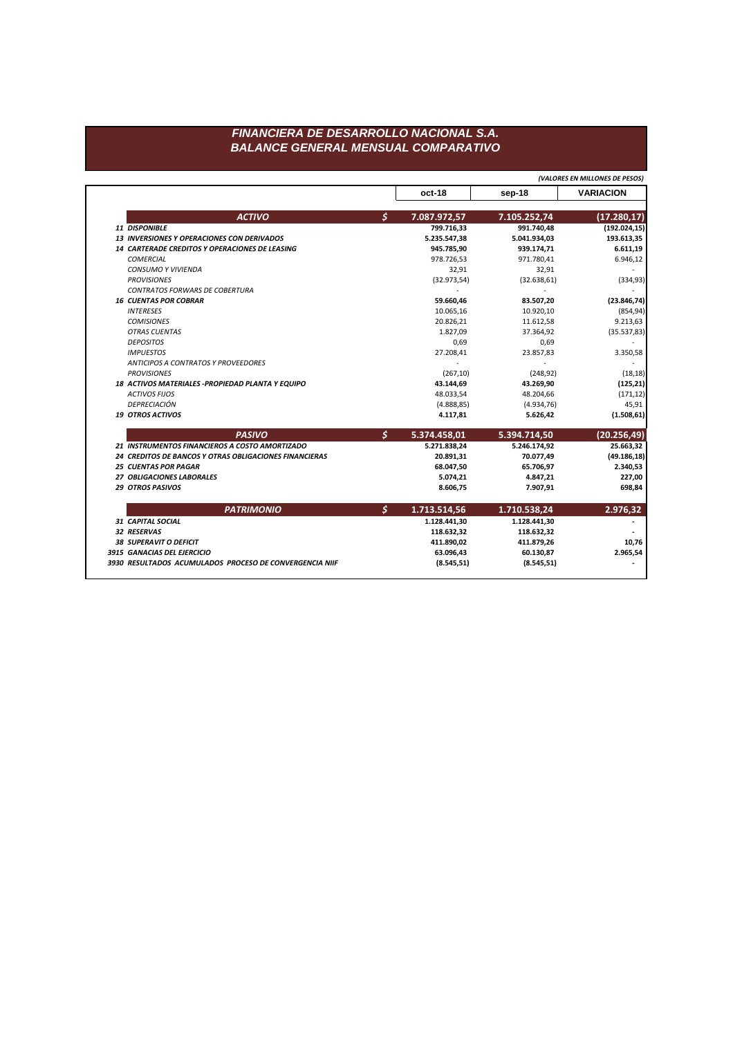# FINANCIERA DE DESARROLLO NACIONAL S.A.
## BALANCE GENERAL MENSUAL COMPARATIVO

*(VALORES EN MILLONES DE PESOS)*

| | | oct-18 | sep-18 | VARIACION |
|---|---|---|---|---|
| **ACTIVO** | $ | **7.087.972,57** | **7.105.252,74** | **(17.280,17)** |
| **11 DISPONIBLE** | | **799.716,33** | **991.740,48** | **(192.024,15)** |
| **13 INVERSIONES Y OPERACIONES CON DERIVADOS** | | **5.235.547,38** | **5.041.934,03** | **193.613,35** |
| **14 CARTERADE CREDITOS Y OPERACIONES DE LEASING** | | **945.785,90** | **939.174,71** | **6.611,19** |
| *COMERCIAL* | | 978.726,53 | 971.780,41 | 6.946,12 |
| *CONSUMO Y VIVIENDA* | | 32,91 | 32,91 | - |
| *PROVISIONES* | | (32.973,54) | (32.638,61) | (334,93) |
| *CONTRATOS FORWARS DE COBERTURA* | | - | - | - |
| **16 CUENTAS POR COBRAR** | | **59.660,46** | **83.507,20** | **(23.846,74)** |
| *INTERESES* | | 10.065,16 | 10.920,10 | (854,94) |
| *COMISIONES* | | 20.826,21 | 11.612,58 | 9.213,63 |
| *OTRAS CUENTAS* | | 1.827,09 | 37.364,92 | (35.537,83) |
| *DEPOSITOS* | | 0,69 | 0,69 | - |
| *IMPUESTOS* | | 27.208,41 | 23.857,83 | 3.350,58 |
| *ANTICIPOS A CONTRATOS Y PROVEEDORES* | | - | - | - |
| *PROVISIONES* | | (267,10) | (248,92) | (18,18) |
| **18 ACTIVOS MATERIALES -PROPIEDAD PLANTA Y EQUIPO** | | **43.144,69** | **43.269,90** | **(125,21)** |
| *ACTIVOS FIJOS* | | 48.033,54 | 48.204,66 | (171,12) |
| *DEPRECIACIÓN* | | (4.888,85) | (4.934,76) | 45,91 |
| **19 OTROS ACTIVOS** | | **4.117,81** | **5.626,42** | **(1.508,61)** |
| **PASIVO** | $ | **5.374.458,01** | **5.394.714,50** | **(20.256,49)** |
| **21 INSTRUMENTOS FINANCIEROS A COSTO AMORTIZADO** | | **5.271.838,24** | **5.246.174,92** | **25.663,32** |
| **24 CREDITOS DE BANCOS Y OTRAS OBLIGACIONES FINANCIERAS** | | **20.891,31** | **70.077,49** | **(49.186,18)** |
| **25 CUENTAS POR PAGAR** | | **68.047,50** | **65.706,97** | **2.340,53** |
| **27 OBLIGACIONES LABORALES** | | **5.074,21** | **4.847,21** | **227,00** |
| **29 OTROS PASIVOS** | | **8.606,75** | **7.907,91** | **698,84** |
| **PATRIMONIO** | $ | **1.713.514,56** | **1.710.538,24** | **2.976,32** |
| **31 CAPITAL SOCIAL** | | **1.128.441,30** | **1.128.441,30** | **-** |
| **32 RESERVAS** | | **118.632,32** | **118.632,32** | **-** |
| **38 SUPERAVIT O DEFICIT** | | **411.890,02** | **411.879,26** | **10,76** |
| **3915 GANACIAS DEL EJERCICIO** | | **63.096,43** | **60.130,87** | **2.965,54** |
| **3930 RESULTADOS ACUMULADOS PROCESO DE CONVERGENCIA NIIF** | | **(8.545,51)** | **(8.545,51)** | **-** |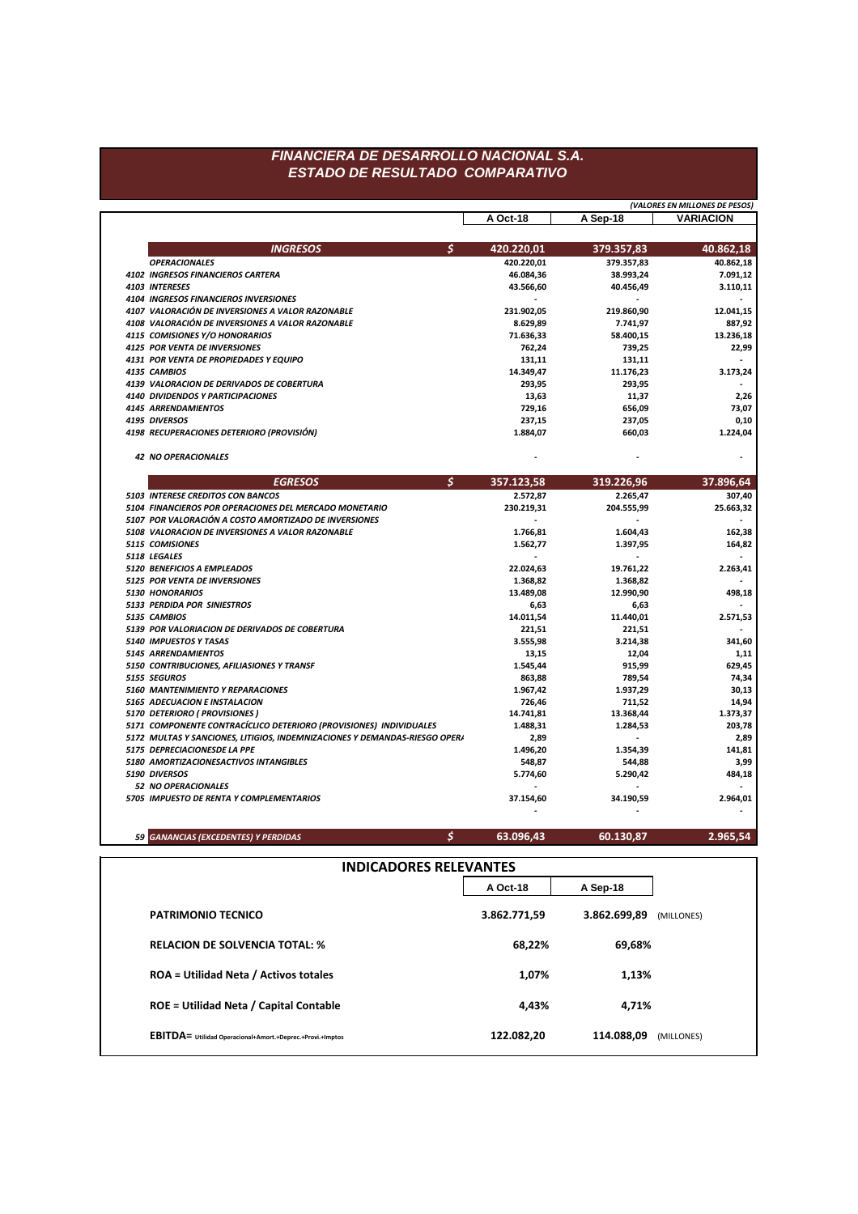# FINANCIERA DE DESARROLLO NACIONAL S.A.
## ESTADO DE RESULTADO COMPARATIVO

*(VALORES EN MILLONES DE PESOS)*

| | | A Oct-18 | A Sep-18 | VARIACION |
|---|---|---|---|---|
| **INGRESOS** | $ | 420.220,01 | 379.357,83 | 40.862,18 |
| **OPERACIONALES** | | 420.220,01 | 379.357,83 | 40.862,18 |
| 4102 INGRESOS FINANCIEROS CARTERA | | 46.084,36 | 38.993,24 | 7.091,12 |
| 4103 INTERESES | | 43.566,60 | 40.456,49 | 3.110,11 |
| 4104 INGRESOS FINANCIEROS INVERSIONES | | - | - | - |
| 4107 VALORACIÓN DE INVERSIONES A VALOR RAZONABLE | | 231.902,05 | 219.860,90 | 12.041,15 |
| 4108 VALORACIÓN DE INVERSIONES A VALOR RAZONABLE | | 8.629,89 | 7.741,97 | 887,92 |
| 4115 COMISIONES Y/O HONORARIOS | | 71.636,33 | 58.400,15 | 13.236,18 |
| 4125 POR VENTA DE INVERSIONES | | 762,24 | 739,25 | 22,99 |
| 4131 POR VENTA DE PROPIEDADES Y EQUIPO | | 131,11 | 131,11 | - |
| 4135 CAMBIOS | | 14.349,47 | 11.176,23 | 3.173,24 |
| 4139 VALORACION DE DERIVADOS DE COBERTURA | | 293,95 | 293,95 | - |
| 4140 DIVIDENDOS Y PARTICIPACIONES | | 13,63 | 11,37 | 2,26 |
| 4145 ARRENDAMIENTOS | | 729,16 | 656,09 | 73,07 |
| 4195 DIVERSOS | | 237,15 | 237,05 | 0,10 |
| 4198 RECUPERACIONES DETERIORO (PROVISIÓN) | | 1.884,07 | 660,03 | 1.224,04 |
| 42 NO OPERACIONALES | | - | - | - |
| **EGRESOS** | $ | 357.123,58 | 319.226,96 | 37.896,64 |
| 5103 INTERESE CREDITOS CON BANCOS | | 2.572,87 | 2.265,47 | 307,40 |
| 5104 FINANCIEROS POR OPERACIONES DEL MERCADO MONETARIO | | 230.219,31 | 204.555,99 | 25.663,32 |
| 5107 POR VALORACIÓN A COSTO AMORTIZADO DE INVERSIONES | | - | - | - |
| 5108 VALORACION DE INVERSIONES A VALOR RAZONABLE | | 1.766,81 | 1.604,43 | 162,38 |
| 5115 COMISIONES | | 1.562,77 | 1.397,95 | 164,82 |
| 5118 LEGALES | | - | - | - |
| 5120 BENEFICIOS A EMPLEADOS | | 22.024,63 | 19.761,22 | 2.263,41 |
| 5125 POR VENTA DE INVERSIONES | | 1.368,82 | 1.368,82 | - |
| 5130 HONORARIOS | | 13.489,08 | 12.990,90 | 498,18 |
| 5133 PERDIDA POR SINIESTROS | | 6,63 | 6,63 | - |
| 5135 CAMBIOS | | 14.011,54 | 11.440,01 | 2.571,53 |
| 5139 POR VALORIACION DE DERIVADOS DE COBERTURA | | 221,51 | 221,51 | - |
| 5140 IMPUESTOS Y TASAS | | 3.555,98 | 3.214,38 | 341,60 |
| 5145 ARRENDAMIENTOS | | 13,15 | 12,04 | 1,11 |
| 5150 CONTRIBUCIONES, AFILIASIONES Y TRANSF | | 1.545,44 | 915,99 | 629,45 |
| 5155 SEGUROS | | 863,88 | 789,54 | 74,34 |
| 5160 MANTENIMIENTO Y REPARACIONES | | 1.967,42 | 1.937,29 | 30,13 |
| 5165 ADECUACION E INSTALACION | | 726,46 | 711,52 | 14,94 |
| 5170 DETERIORO ( PROVISIONES ) | | 14.741,81 | 13.368,44 | 1.373,37 |
| 5171 COMPONENTE CONTRACÍCLICO DETERIORO (PROVISIONES) INDIVIDUALES | | 1.488,31 | 1.284,53 | 203,78 |
| 5172 MULTAS Y SANCIONES, LITIGIOS, INDEMNIZACIONES Y DEMANDAS-RIESGO OPERA | | 2,89 | - | 2,89 |
| 5175 DEPRECIACIONESDE LA PPE | | 1.496,20 | 1.354,39 | 141,81 |
| 5180 AMORTIZACIONESACTIVOS INTANGIBLES | | 548,87 | 544,88 | 3,99 |
| 5190 DIVERSOS | | 5.774,60 | 5.290,42 | 484,18 |
| 52 NO OPERACIONALES | | - | - | - |
| 5705 IMPUESTO DE RENTA Y COMPLEMENTARIOS | | 37.154,60 | 34.190,59 | 2.964,01 |
| | | - | - | - |
| **59 GANANCIAS (EXCEDENTES) Y PERDIDAS** | $ | 63.096,43 | 60.130,87 | 2.965,54 |

## INDICADORES RELEVANTES

| | A Oct-18 | A Sep-18 | |
|---|---|---|---|
| **PATRIMONIO TECNICO** | 3.862.771,59 | 3.862.699,89 | (MILLONES) |
| **RELACION DE SOLVENCIA TOTAL: %** | 68,22% | 69,68% | |
| **ROA = Utilidad Neta / Activos totales** | 1,07% | 1,13% | |
| **ROE = Utilidad Neta / Capital Contable** | 4,43% | 4,71% | |
| **EBITDA=** Utilidad Operacional+Amort.+Deprec.+Provi.+Imptos | 122.082,20 | 114.088,09 | (MILLONES) |